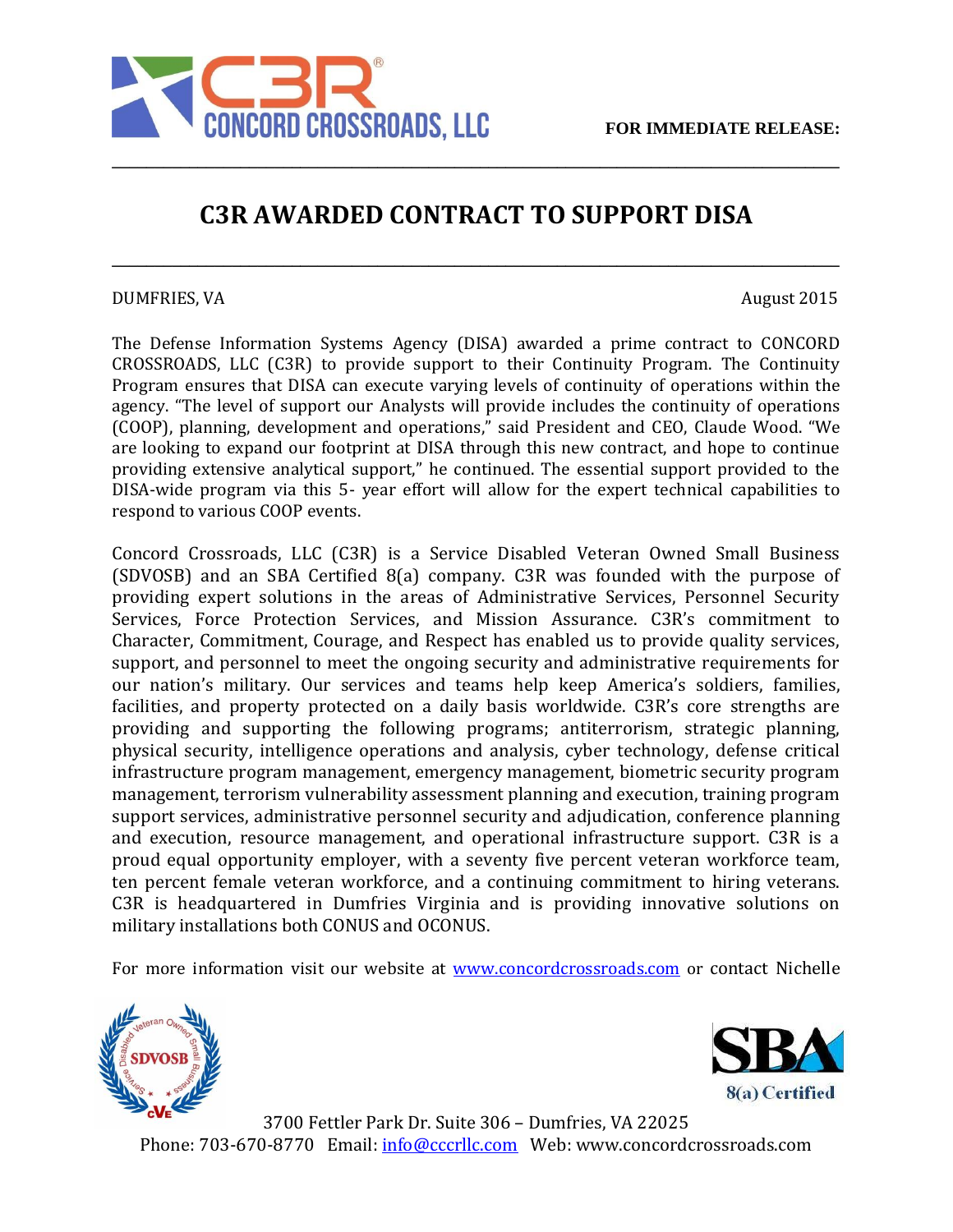FOR IMMEDIATE RELEASE:

# C3R AWARDED CONTRACT TO SUPPORT DISA

DUMFRIES, VA August 2015

The Defense Information Systems Agency (DISA) awarded a prime contract to CONCORD CROSSROADS, LLC (C3R) to provide support to their Continuity Program. The Continuity Program ensures that DISA can execute varying levels of continuity of operations within the agency. "The level of support our Analysts will provide includes the continuity of operations (COOP), planning, development and operations," said President and CEO, Claude Wood. "We are looking to expand our footprint at DISA through this new contract, and hope to continue providing extensive analytical support," he continued. The essential support provided to the DISA-wide program via this 5- year effort will allow for the expert technical capabilities to respond to various COOP events.

Concord Crossroads, LLC (C3R) is a Service Disabled Veteran Owned Small Business (SDVOSB) and an SBA Certified 8(a) company. C3R was founded with the purpose of providing expert solutions in the areas of Administrative Services, Personnel Security Services, Force Protection Services, and Mission Assurance. C3R's commitment to Character, Commitment, Courage, and Respect has enabled us to provide quality services, support, and personnel to meet the ongoing security and administrative requirements for our nation's military. Our services and teams help keep America's soldiers, families, facilities, and property protected on a daily basis worldwide. C3R's core strengths are providing and supporting the following programs; antiterrorism, strategic planning, physical security, intelligence operations and analysis, cyber technology, defense critical infrastructure program management, emergency management, biometric security program management, terrorism vulnerability assessment planning and execution, training program support services, administrative personnel security and adjudication, conference planning and execution, resource management, and operational infrastructure support. C3R is a proud equal opportunity employer, with a seventy five percent veteran workforce team, ten percent female veteran workforce, and a continuing commitment to hiring veterans. C3R is headquartered in Dumfries Virginia and is providing innovative solutions on military installations both CONUS and OCONUS.

For more information visit our website at www.concordcrossroads.com or contact Nichelle

3700 Fettler Park Dr. Suite 306 – Dumfries, VA 22025
Phone: 703-670-8770 Email: info@cccrllc.com Web: www.concordcrossroads.com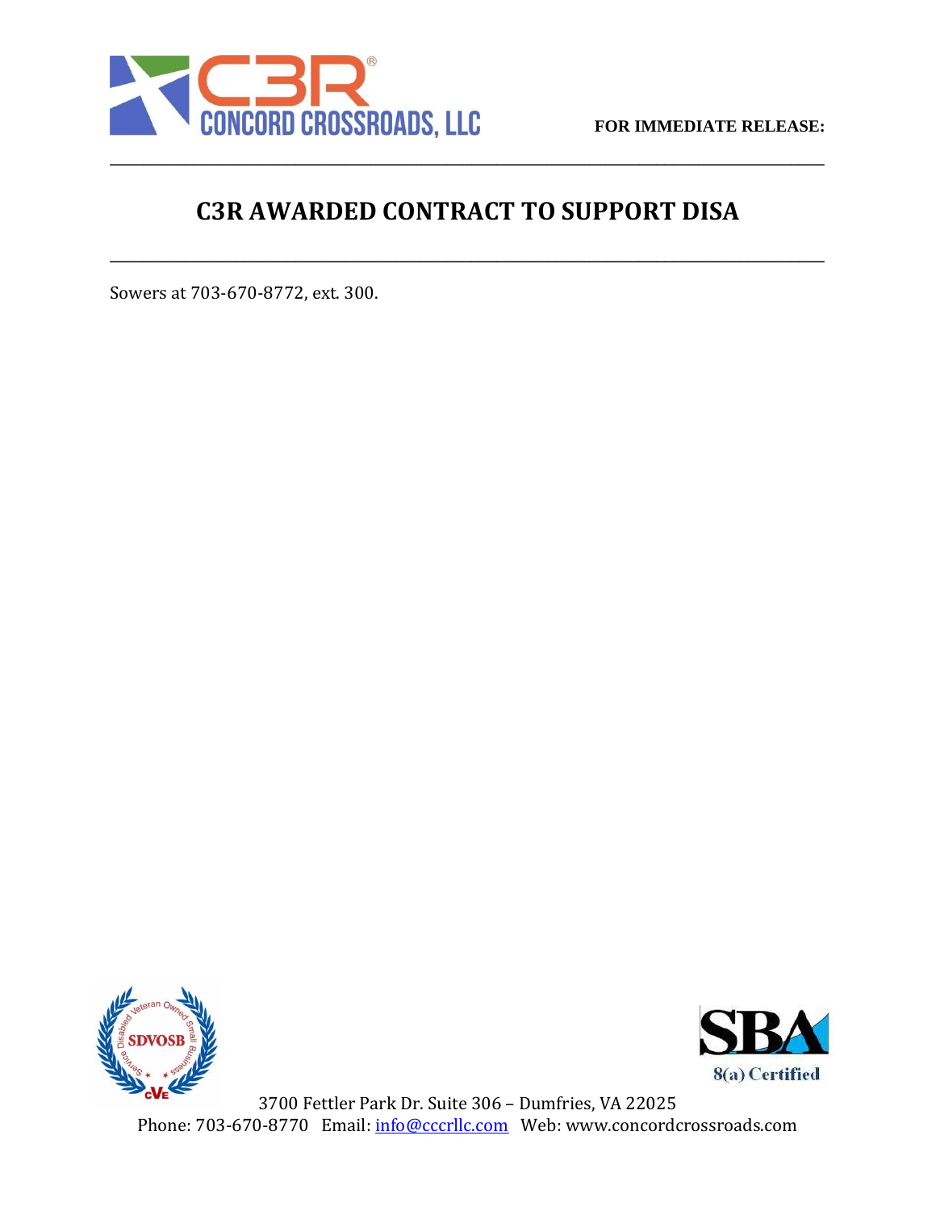**FOR IMMEDIATE RELEASE:**

# C3R AWARDED CONTRACT TO SUPPORT DISA

Sowers at 703-670-8772, ext. 300.